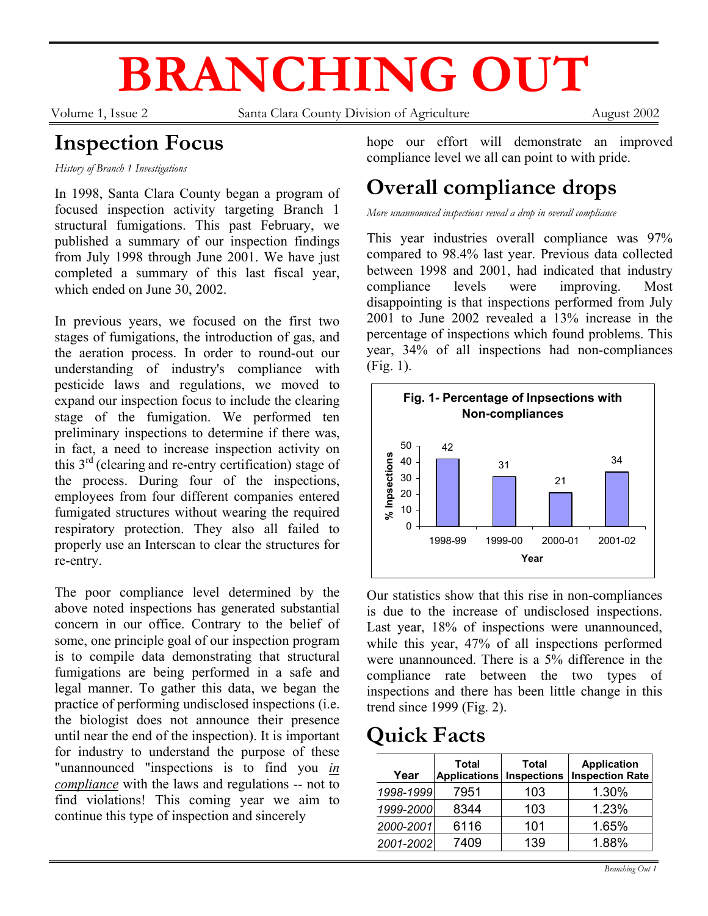# BRANCHING OUT

Volume 1, Issue 2 — Santa Clara County Division of Agriculture — August 2002

## Inspection Focus

*History of Branch 1 Investigations*

In 1998, Santa Clara County began a program of focused inspection activity targeting Branch 1 structural fumigations. This past February, we published a summary of our inspection findings from July 1998 through June 2001. We have just completed a summary of this last fiscal year, which ended on June 30, 2002.

In previous years, we focused on the first two stages of fumigations, the introduction of gas, and the aeration process. In order to round-out our understanding of industry's compliance with pesticide laws and regulations, we moved to expand our inspection focus to include the clearing stage of the fumigation. We performed ten preliminary inspections to determine if there was, in fact, a need to increase inspection activity on this 3rd (clearing and re-entry certification) stage of the process. During four of the inspections, employees from four different companies entered fumigated structures without wearing the required respiratory protection. They also all failed to properly use an Interscan to clear the structures for re-entry.

The poor compliance level determined by the above noted inspections has generated substantial concern in our office. Contrary to the belief of some, one principle goal of our inspection program is to compile data demonstrating that structural fumigations are being performed in a safe and legal manner. To gather this data, we began the practice of performing undisclosed inspections (i.e. the biologist does not announce their presence until near the end of the inspection). It is important for industry to understand the purpose of these "unannounced "inspections is to find you ***in compliance*** with the laws and regulations -- not to find violations! This coming year we aim to continue this type of inspection and sincerely hope our effort will demonstrate an improved compliance level we all can point to with pride.

## Overall compliance drops

*More unannounced inspections reveal a drop in overall compliance*

This year industries overall compliance was 97% compared to 98.4% last year. Previous data collected between 1998 and 2001, had indicated that industry compliance levels were improving. Most disappointing is that inspections performed from July 2001 to June 2002 revealed a 13% increase in the percentage of inspections which found problems. This year, 34% of all inspections had non-compliances (Fig. 1).

**Fig. 1- Percentage of Inpsections with Non-compliances**

| Year | % Inpsections |
|---|---|
| 1998-99 | 42 |
| 1999-00 | 31 |
| 2000-01 | 21 |
| 2001-02 | 34 |

Our statistics show that this rise in non-compliances is due to the increase of undisclosed inspections. Last year, 18% of inspections were unannounced, while this year, 47% of all inspections performed were unannounced. There is a 5% difference in the compliance rate between the two types of inspections and there has been little change in this trend since 1999 (Fig. 2).

## Quick Facts

| Year | Total Applications | Total Inspections | Application Inspection Rate |
|---|---|---|---|
| *1998-1999* | 7951 | 103 | 1.30% |
| *1999-2000* | 8344 | 103 | 1.23% |
| *2000-2001* | 6116 | 101 | 1.65% |
| *2001-2002* | 7409 | 139 | 1.88% |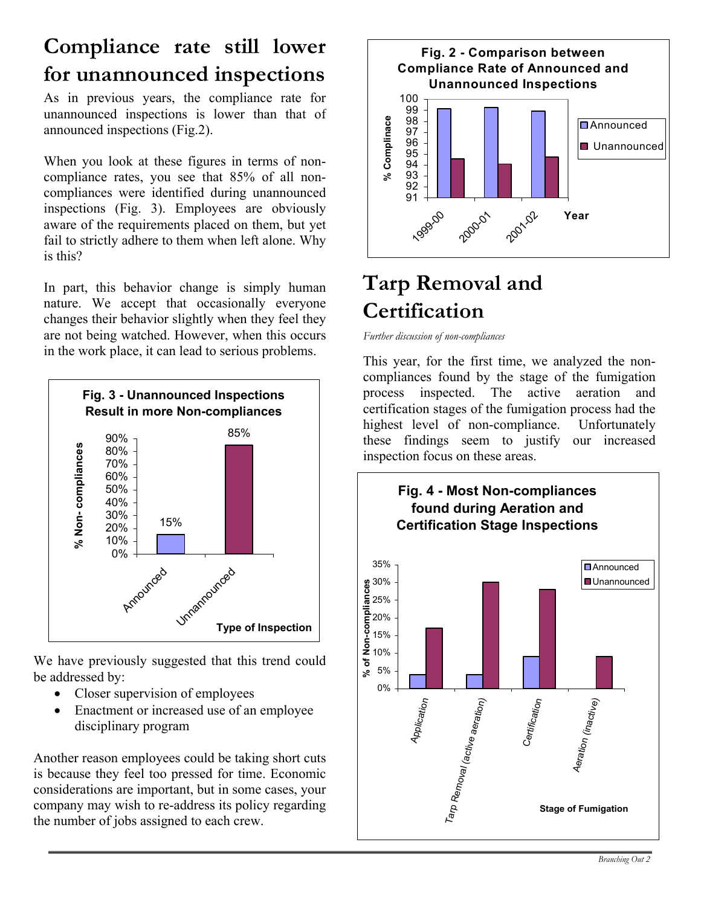# Compliance rate still lower for unannounced inspections

As in previous years, the compliance rate for unannounced inspections is lower than that of announced inspections (Fig.2).

When you look at these figures in terms of non-compliance rates, you see that 85% of all non-compliances were identified during unannounced inspections (Fig. 3). Employees are obviously aware of the requirements placed on them, but yet fail to strictly adhere to them when left alone. Why is this?

In part, this behavior change is simply human nature. We accept that occasionally everyone changes their behavior slightly when they feel they are not being watched. However, when this occurs in the work place, it can lead to serious problems.

**Fig. 3 - Unannounced Inspections Result in more Non-compliances**

| Type of Inspection | % Non- compliances |
|---|---|
| Announced | 15% |
| Unannounced | 85% |

We have previously suggested that this trend could be addressed by:

- Closer supervision of employees
- Enactment or increased use of an employee disciplinary program

Another reason employees could be taking short cuts is because they feel too pressed for time. Economic considerations are important, but in some cases, your company may wish to re-address its policy regarding the number of jobs assigned to each crew.

**Fig. 2 - Comparison between Compliance Rate of Announced and Unannounced Inspections**

(Chart: % Complinace by Year — 1999-00, 2000-01, 2001-02; Announced approx. 99 each year; Unannounced approx. 94.5, 94, 94.7)

# Tarp Removal and Certification

*Further discussion of non-compliances*

This year, for the first time, we analyzed the non-compliances found by the stage of the fumigation process inspected. The active aeration and certification stages of the fumigation process had the highest level of non-compliance. Unfortunately these findings seem to justify our increased inspection focus on these areas.

**Fig. 4 - Most Non-compliances found during Aeration and Certification Stage Inspections**

(Chart: % of Non-compliances by Stage of Fumigation — Application: Announced approx. 4%, Unannounced approx. 17%; Tarp Removal (active aeration): Announced approx. 4%, Unannounced approx. 30%; Certification: Announced approx. 9%, Unannounced approx. 28%; Aeration (inactive): Announced 0%, Unannounced approx. 9%)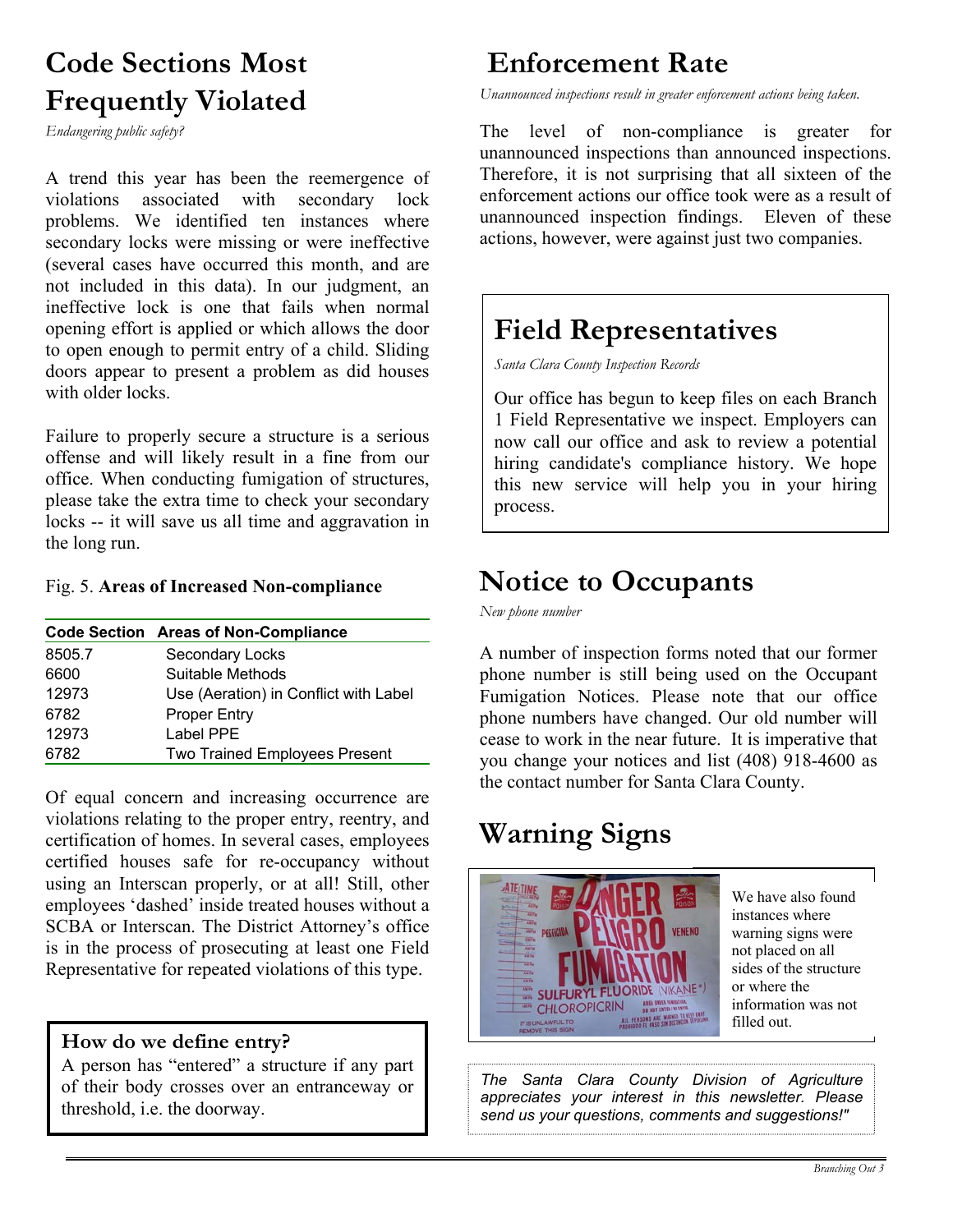# Code Sections Most Frequently Violated

*Endangering public safety?*

A trend this year has been the reemergence of violations associated with secondary lock problems. We identified ten instances where secondary locks were missing or were ineffective (several cases have occurred this month, and are not included in this data). In our judgment, an ineffective lock is one that fails when normal opening effort is applied or which allows the door to open enough to permit entry of a child. Sliding doors appear to present a problem as did houses with older locks.

Failure to properly secure a structure is a serious offense and will likely result in a fine from our office. When conducting fumigation of structures, please take the extra time to check your secondary locks -- it will save us all time and aggravation in the long run.

Fig. 5. **Areas of Increased Non-compliance**

| Code Section | Areas of Non-Compliance |
|---|---|
| 8505.7 | Secondary Locks |
| 6600 | Suitable Methods |
| 12973 | Use (Aeration) in Conflict with Label |
| 6782 | Proper Entry |
| 12973 | Label PPE |
| 6782 | Two Trained Employees Present |

Of equal concern and increasing occurrence are violations relating to the proper entry, reentry, and certification of homes. In several cases, employees certified houses safe for re-occupancy without using an Interscan properly, or at all! Still, other employees 'dashed' inside treated houses without a SCBA or Interscan. The District Attorney's office is in the process of prosecuting at least one Field Representative for repeated violations of this type.

### How do we define entry?

A person has "entered" a structure if any part of their body crosses over an entranceway or threshold, i.e. the doorway.

# Enforcement Rate

*Unannounced inspections result in greater enforcement actions being taken.*

The level of non-compliance is greater for unannounced inspections than announced inspections. Therefore, it is not surprising that all sixteen of the enforcement actions our office took were as a result of unannounced inspection findings. Eleven of these actions, however, were against just two companies.

# Field Representatives

*Santa Clara County Inspection Records*

Our office has begun to keep files on each Branch 1 Field Representative we inspect. Employers can now call our office and ask to review a potential hiring candidate's compliance history. We hope this new service will help you in your hiring process.

# Notice to Occupants

*New phone number*

A number of inspection forms noted that our former phone number is still being used on the Occupant Fumigation Notices. Please note that our office phone numbers have changed. Our old number will cease to work in the near future. It is imperative that you change your notices and list (408) 918-4600 as the contact number for Santa Clara County.

# Warning Signs

We have also found instances where warning signs were not placed on all sides of the structure or where the information was not filled out.

*The Santa Clara County Division of Agriculture appreciates your interest in this newsletter. Please send us your questions, comments and suggestions!"*